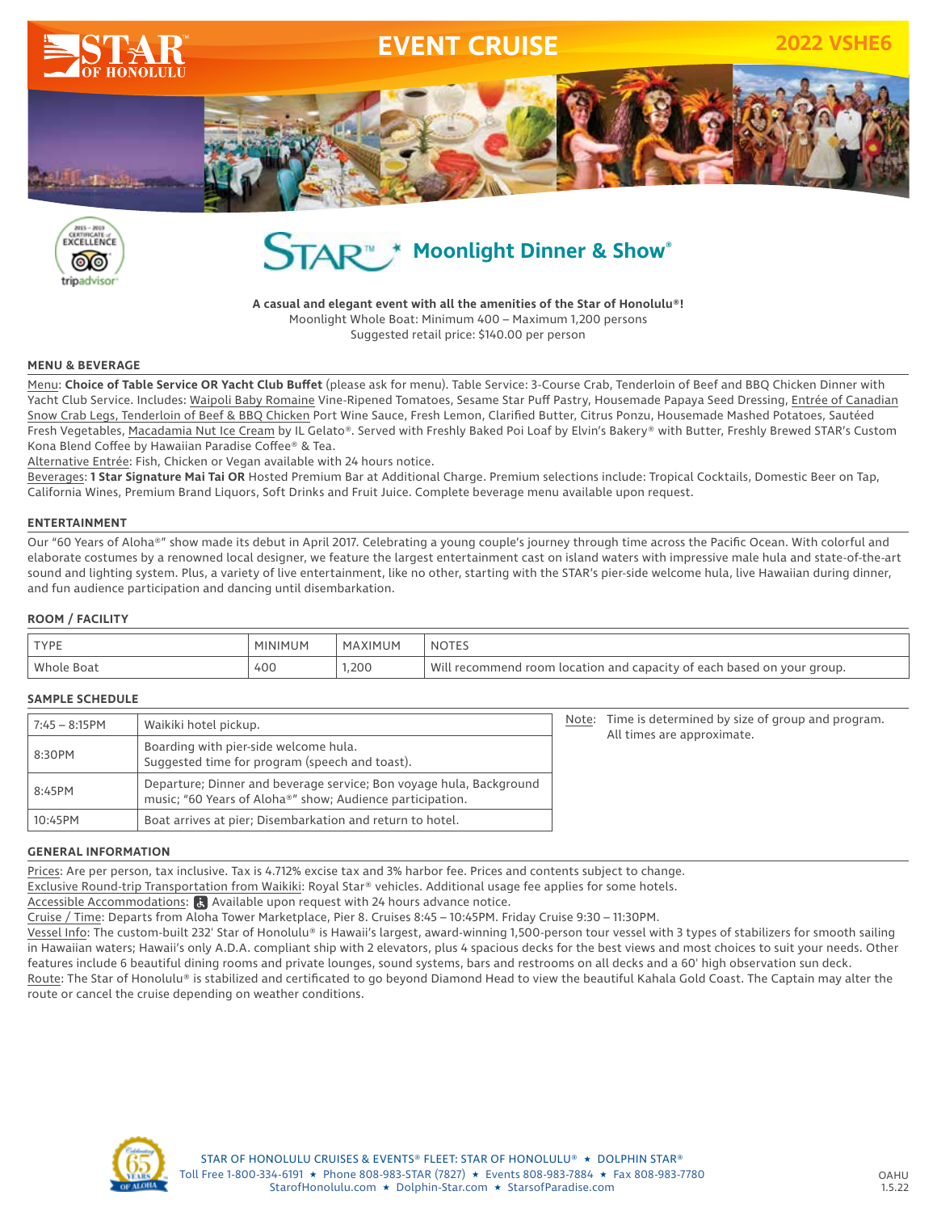# STAR OF HONOLULU — EVENT CRUISE — 2022 VSHE6

## STAR™ Moonlight Dinner & Show®

**A casual and elegant event with all the amenities of the Star of Honolulu®!**
Moonlight Whole Boat: Minimum 400 – Maximum 1,200 persons
Suggested retail price: $140.00 per person

### MENU & BEVERAGE

Menu: **Choice of Table Service OR Yacht Club Buffet** (please ask for menu). Table Service: 3-Course Crab, Tenderloin of Beef and BBQ Chicken Dinner with Yacht Club Service. Includes: Waipoli Baby Romaine Vine-Ripened Tomatoes, Sesame Star Puff Pastry, Housemade Papaya Seed Dressing, Entrée of Canadian Snow Crab Legs, Tenderloin of Beef & BBQ Chicken Port Wine Sauce, Fresh Lemon, Clarified Butter, Citrus Ponzu, Housemade Mashed Potatoes, Sautéed Fresh Vegetables, Macadamia Nut Ice Cream by IL Gelato®. Served with Freshly Baked Poi Loaf by Elvin's Bakery® with Butter, Freshly Brewed STAR's Custom Kona Blend Coffee by Hawaiian Paradise Coffee® & Tea.
Alternative Entrée: Fish, Chicken or Vegan available with 24 hours notice.
Beverages: **1 Star Signature Mai Tai OR** Hosted Premium Bar at Additional Charge. Premium selections include: Tropical Cocktails, Domestic Beer on Tap, California Wines, Premium Brand Liquors, Soft Drinks and Fruit Juice. Complete beverage menu available upon request.

### ENTERTAINMENT

Our "60 Years of Aloha®" show made its debut in April 2017. Celebrating a young couple's journey through time across the Pacific Ocean. With colorful and elaborate costumes by a renowned local designer, we feature the largest entertainment cast on island waters with impressive male hula and state-of-the-art sound and lighting system. Plus, a variety of live entertainment, like no other, starting with the STAR's pier-side welcome hula, live Hawaiian during dinner, and fun audience participation and dancing until disembarkation.

### ROOM / FACILITY

| TYPE | MINIMUM | MAXIMUM | NOTES |
|---|---|---|---|
| Whole Boat | 400 | 1,200 | Will recommend room location and capacity of each based on your group. |

### SAMPLE SCHEDULE

| | |
|---|---|
| 7:45 – 8:15PM | Waikiki hotel pickup. |
| 8:30PM | Boarding with pier-side welcome hula. Suggested time for program (speech and toast). |
| 8:45PM | Departure; Dinner and beverage service; Bon voyage hula, Background music; "60 Years of Aloha®" show; Audience participation. |
| 10:45PM | Boat arrives at pier; Disembarkation and return to hotel. |

Note: Time is determined by size of group and program. All times are approximate.

### GENERAL INFORMATION

Prices: Are per person, tax inclusive. Tax is 4.712% excise tax and 3% harbor fee. Prices and contents subject to change.
Exclusive Round-trip Transportation from Waikiki: Royal Star® vehicles. Additional usage fee applies for some hotels.
Accessible Accommodations: Available upon request with 24 hours advance notice.
Cruise / Time: Departs from Aloha Tower Marketplace, Pier 8. Cruises 8:45 – 10:45PM. Friday Cruise 9:30 – 11:30PM.
Vessel Info: The custom-built 232' Star of Honolulu® is Hawaii's largest, award-winning 1,500-person tour vessel with 3 types of stabilizers for smooth sailing in Hawaiian waters; Hawaii's only A.D.A. compliant ship with 2 elevators, plus 4 spacious decks for the best views and most choices to suit your needs. Other features include 6 beautiful dining rooms and private lounges, sound systems, bars and restrooms on all decks and a 60' high observation sun deck.
Route: The Star of Honolulu® is stabilized and certificated to go beyond Diamond Head to view the beautiful Kahala Gold Coast. The Captain may alter the route or cancel the cruise depending on weather conditions.

STAR OF HONOLULU CRUISES & EVENTS® FLEET: STAR OF HONOLULU® ★ DOLPHIN STAR®
Toll Free 1-800-334-6191 ★ Phone 808-983-STAR (7827) ★ Events 808-983-7884 ★ Fax 808-983-7780
StarofHonolulu.com ★ Dolphin-Star.com ★ StarsofParadise.com

OAHU 1.5.22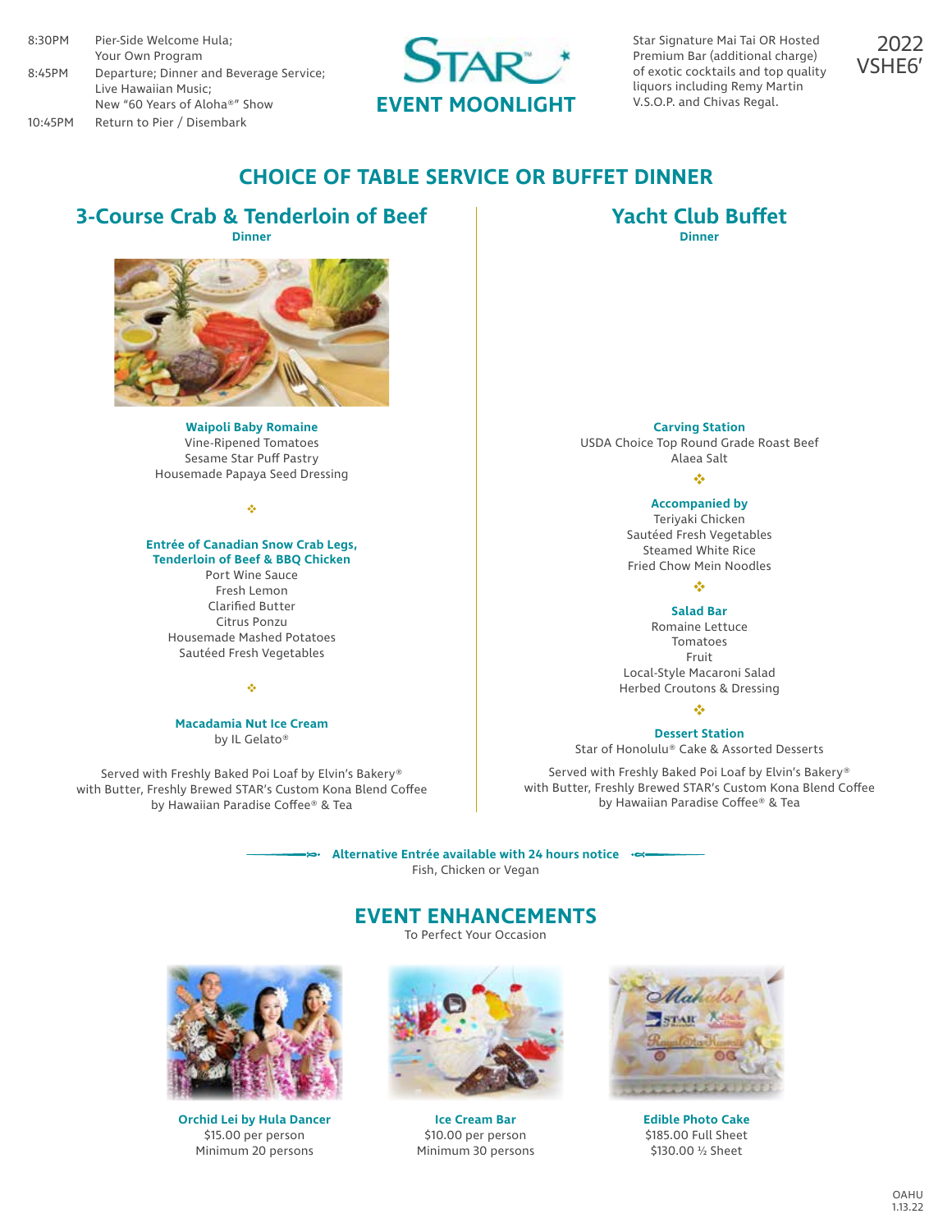| | |
|---|---|
| 8:30PM | Pier-Side Welcome Hula; Your Own Program |
| 8:45PM | Departure; Dinner and Beverage Service; Live Hawaiian Music; New "60 Years of Aloha®" Show |
| 10:45PM | Return to Pier / Disembark |

**STAR™**

**EVENT MOONLIGHT**

Star Signature Mai Tai OR Hosted Premium Bar (additional charge) of exotic cocktails and top quality liquors including Remy Martin V.S.O.P. and Chivas Regal.

2022
VSHE6'

## CHOICE OF TABLE SERVICE OR BUFFET DINNER

### 3-Course Crab & Tenderloin of Beef

**Dinner**

**Waipoli Baby Romaine**
Vine-Ripened Tomatoes
Sesame Star Puff Pastry
Housemade Papaya Seed Dressing

**Entrée of Canadian Snow Crab Legs, Tenderloin of Beef & BBQ Chicken**
Port Wine Sauce
Fresh Lemon
Clarified Butter
Citrus Ponzu
Housemade Mashed Potatoes
Sautéed Fresh Vegetables

**Macadamia Nut Ice Cream**
by IL Gelato®

Served with Freshly Baked Poi Loaf by Elvin's Bakery® with Butter, Freshly Brewed STAR's Custom Kona Blend Coffee by Hawaiian Paradise Coffee® & Tea

### Yacht Club Buffet

**Dinner**

**Carving Station**
USDA Choice Top Round Grade Roast Beef
Alaea Salt

**Accompanied by**
Teriyaki Chicken
Sautéed Fresh Vegetables
Steamed White Rice
Fried Chow Mein Noodles

**Salad Bar**
Romaine Lettuce
Tomatoes
Fruit
Local-Style Macaroni Salad
Herbed Croutons & Dressing

**Dessert Station**
Star of Honolulu® Cake & Assorted Desserts

Served with Freshly Baked Poi Loaf by Elvin's Bakery® with Butter, Freshly Brewed STAR's Custom Kona Blend Coffee by Hawaiian Paradise Coffee® & Tea

**Alternative Entrée available with 24 hours notice**
Fish, Chicken or Vegan

## EVENT ENHANCEMENTS

To Perfect Your Occasion

**Orchid Lei by Hula Dancer**
$15.00 per person
Minimum 20 persons

**Ice Cream Bar**
$10.00 per person
Minimum 30 persons

**Edible Photo Cake**
$185.00 Full Sheet
$130.00 ½ Sheet

OAHU
1.13.22